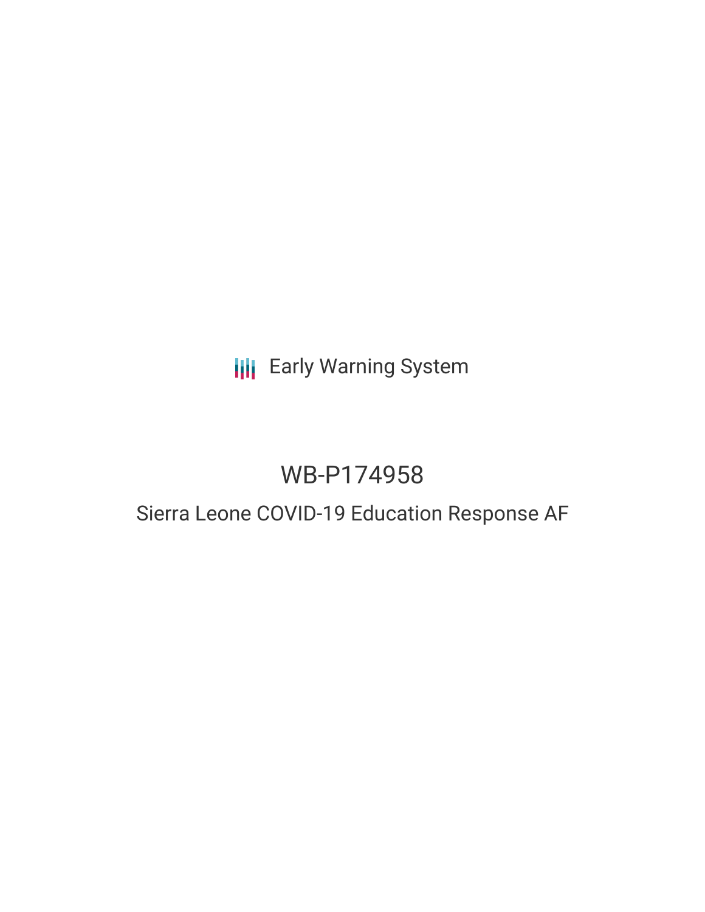Early Warning System

# WB-P174958

## Sierra Leone COVID-19 Education Response AF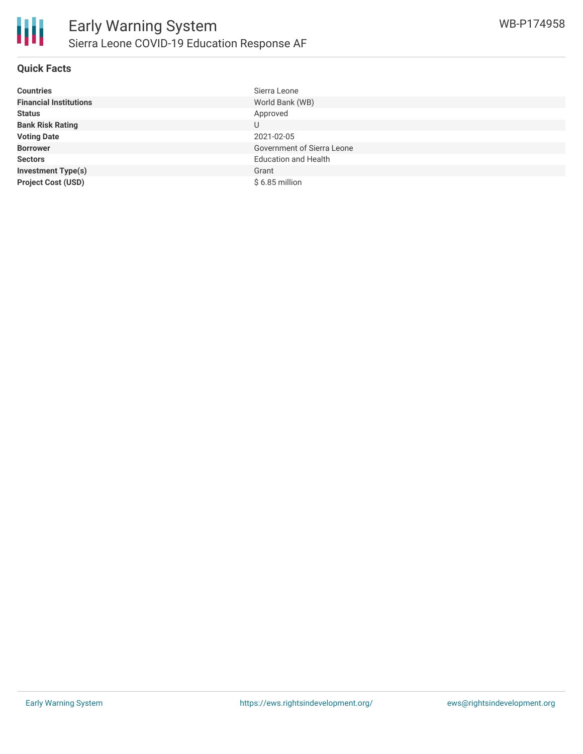# Early Warning System

## Sierra Leone COVID-19 Education Response AF

WB-P174958

### Quick Facts

| | |
|---|---|
| **Countries** | Sierra Leone |
| **Financial Institutions** | World Bank (WB) |
| **Status** | Approved |
| **Bank Risk Rating** | U |
| **Voting Date** | 2021-02-05 |
| **Borrower** | Government of Sierra Leone |
| **Sectors** | Education and Health |
| **Investment Type(s)** | Grant |
| **Project Cost (USD)** | $ 6.85 million |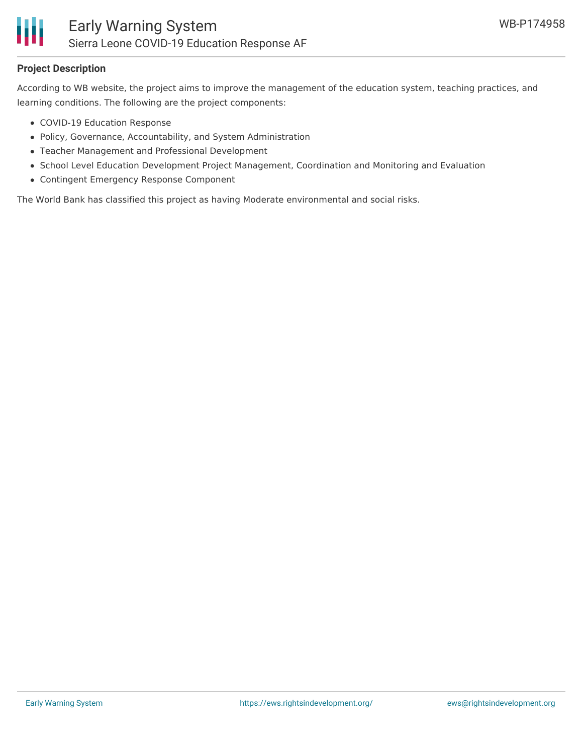## Project Description

According to WB website, the project aims to improve the management of the education system, teaching practices, and learning conditions. The following are the project components:

- COVID-19 Education Response
- Policy, Governance, Accountability, and System Administration
- Teacher Management and Professional Development
- School Level Education Development Project Management, Coordination and Monitoring and Evaluation
- Contingent Emergency Response Component

The World Bank has classified this project as having Moderate environmental and social risks.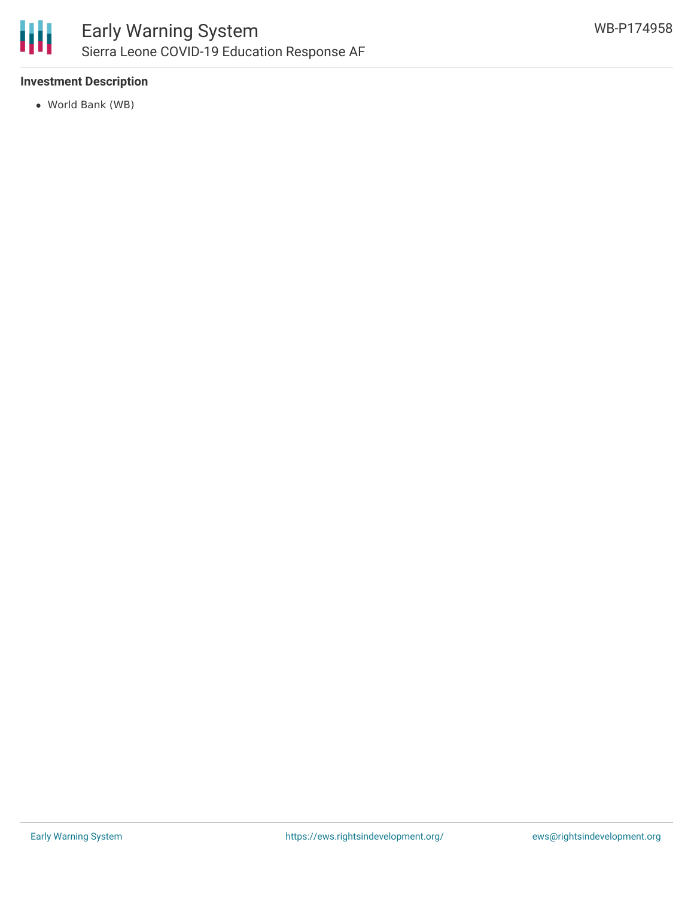### Investment Description

- World Bank (WB)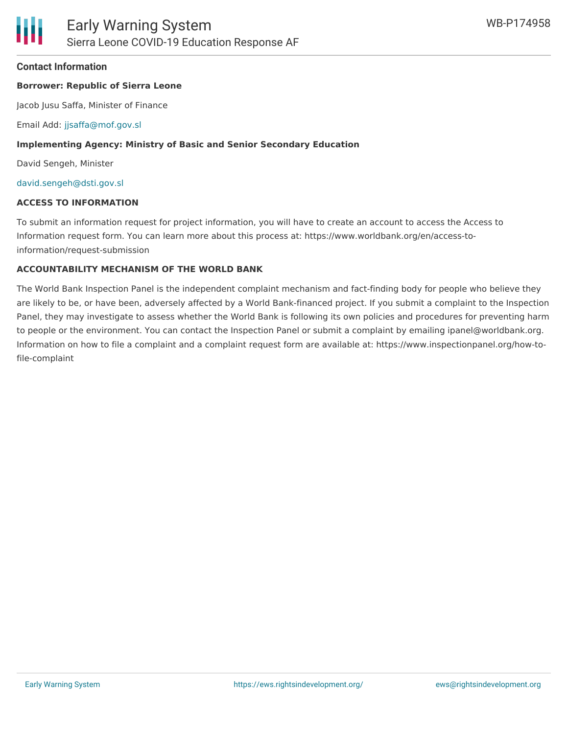### Contact Information

**Borrower: Republic of Sierra Leone**

Jacob Jusu Saffa, Minister of Finance

Email Add: jjsaffa@mof.gov.sl

**Implementing Agency: Ministry of Basic and Senior Secondary Education**

David Sengeh, Minister

david.sengeh@dsti.gov.sl

**ACCESS TO INFORMATION**

To submit an information request for project information, you will have to create an account to access the Access to Information request form. You can learn more about this process at: https://www.worldbank.org/en/access-to-information/request-submission

**ACCOUNTABILITY MECHANISM OF THE WORLD BANK**

The World Bank Inspection Panel is the independent complaint mechanism and fact-finding body for people who believe they are likely to be, or have been, adversely affected by a World Bank-financed project. If you submit a complaint to the Inspection Panel, they may investigate to assess whether the World Bank is following its own policies and procedures for preventing harm to people or the environment. You can contact the Inspection Panel or submit a complaint by emailing ipanel@worldbank.org. Information on how to file a complaint and a complaint request form are available at: https://www.inspectionpanel.org/how-to-file-complaint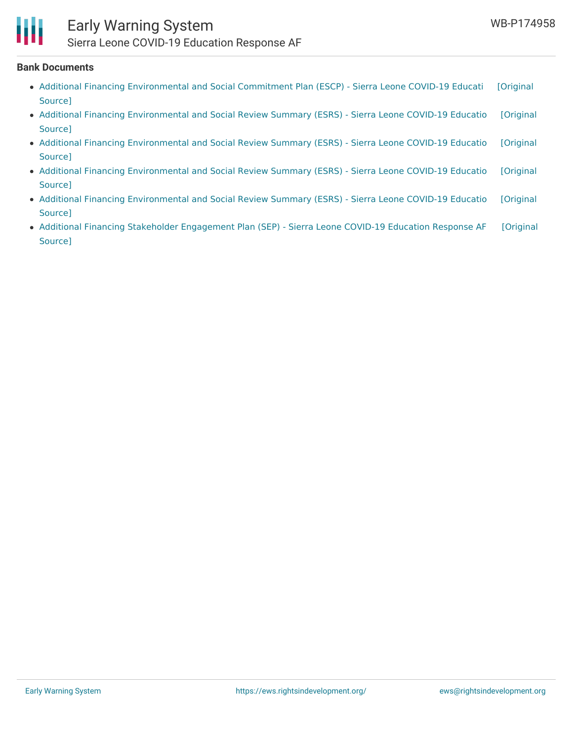**Bank Documents**

- Additional Financing Environmental and Social Commitment Plan (ESCP) - Sierra Leone COVID-19 Educati [Original Source]
- Additional Financing Environmental and Social Review Summary (ESRS) - Sierra Leone COVID-19 Educatio [Original Source]
- Additional Financing Environmental and Social Review Summary (ESRS) - Sierra Leone COVID-19 Educatio [Original Source]
- Additional Financing Environmental and Social Review Summary (ESRS) - Sierra Leone COVID-19 Educatio [Original Source]
- Additional Financing Environmental and Social Review Summary (ESRS) - Sierra Leone COVID-19 Educatio [Original Source]
- Additional Financing Stakeholder Engagement Plan (SEP) - Sierra Leone COVID-19 Education Response AF [Original Source]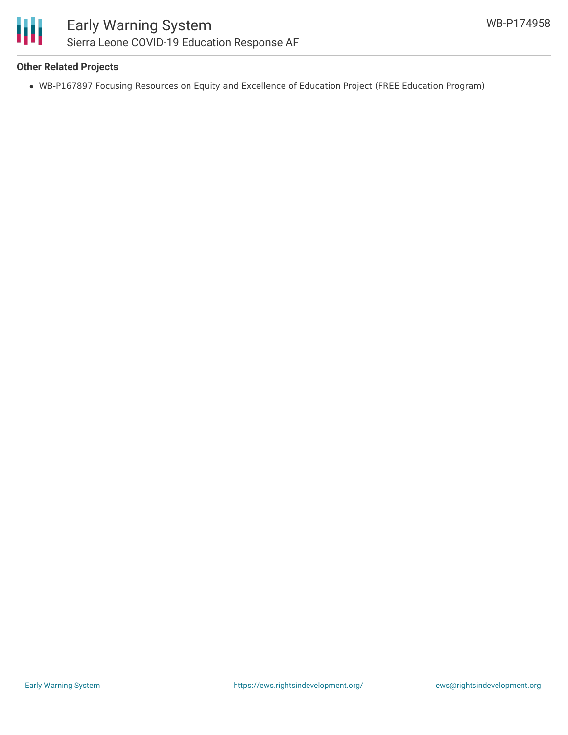**Other Related Projects**

- WB-P167897 Focusing Resources on Equity and Excellence of Education Project (FREE Education Program)